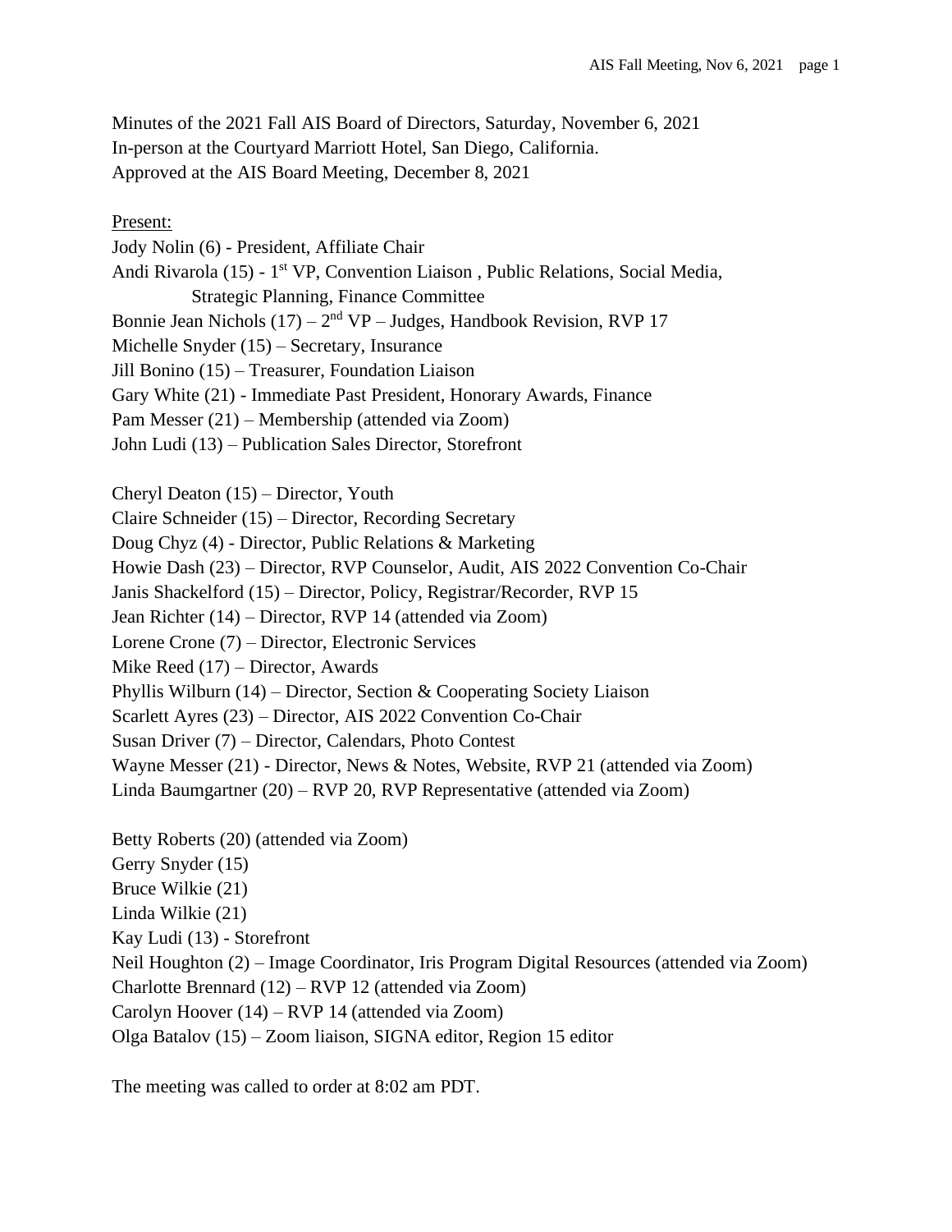Minutes of the 2021 Fall AIS Board of Directors, Saturday, November 6, 2021
In-person at the Courtyard Marriott Hotel, San Diego, California.
Approved at the AIS Board Meeting, December 8, 2021

Present:

Jody Nolin (6) - President, Affiliate Chair
Andi Rivarola (15) - 1st VP, Convention Liaison , Public Relations, Social Media, Strategic Planning, Finance Committee
Bonnie Jean Nichols (17) – 2nd VP – Judges, Handbook Revision, RVP 17
Michelle Snyder (15) – Secretary, Insurance
Jill Bonino (15) – Treasurer, Foundation Liaison
Gary White (21) - Immediate Past President, Honorary Awards, Finance
Pam Messer (21) – Membership (attended via Zoom)
John Ludi (13) – Publication Sales Director, Storefront

Cheryl Deaton (15) – Director, Youth
Claire Schneider (15) – Director, Recording Secretary
Doug Chyz (4) - Director, Public Relations & Marketing
Howie Dash (23) – Director, RVP Counselor, Audit, AIS 2022 Convention Co-Chair
Janis Shackelford (15) – Director, Policy, Registrar/Recorder, RVP 15
Jean Richter (14) – Director, RVP 14 (attended via Zoom)
Lorene Crone (7) – Director, Electronic Services
Mike Reed (17) – Director, Awards
Phyllis Wilburn (14) – Director, Section & Cooperating Society Liaison
Scarlett Ayres (23) – Director, AIS 2022 Convention Co-Chair
Susan Driver (7) – Director, Calendars, Photo Contest
Wayne Messer (21) - Director, News & Notes, Website, RVP 21 (attended via Zoom)
Linda Baumgartner (20) – RVP 20, RVP Representative (attended via Zoom)

Betty Roberts (20) (attended via Zoom)
Gerry Snyder (15)
Bruce Wilkie (21)
Linda Wilkie (21)
Kay Ludi (13) - Storefront
Neil Houghton (2) – Image Coordinator, Iris Program Digital Resources (attended via Zoom)
Charlotte Brennard (12) – RVP 12 (attended via Zoom)
Carolyn Hoover (14) – RVP 14 (attended via Zoom)
Olga Batalov (15) – Zoom liaison, SIGNA editor, Region 15 editor

The meeting was called to order at 8:02 am PDT.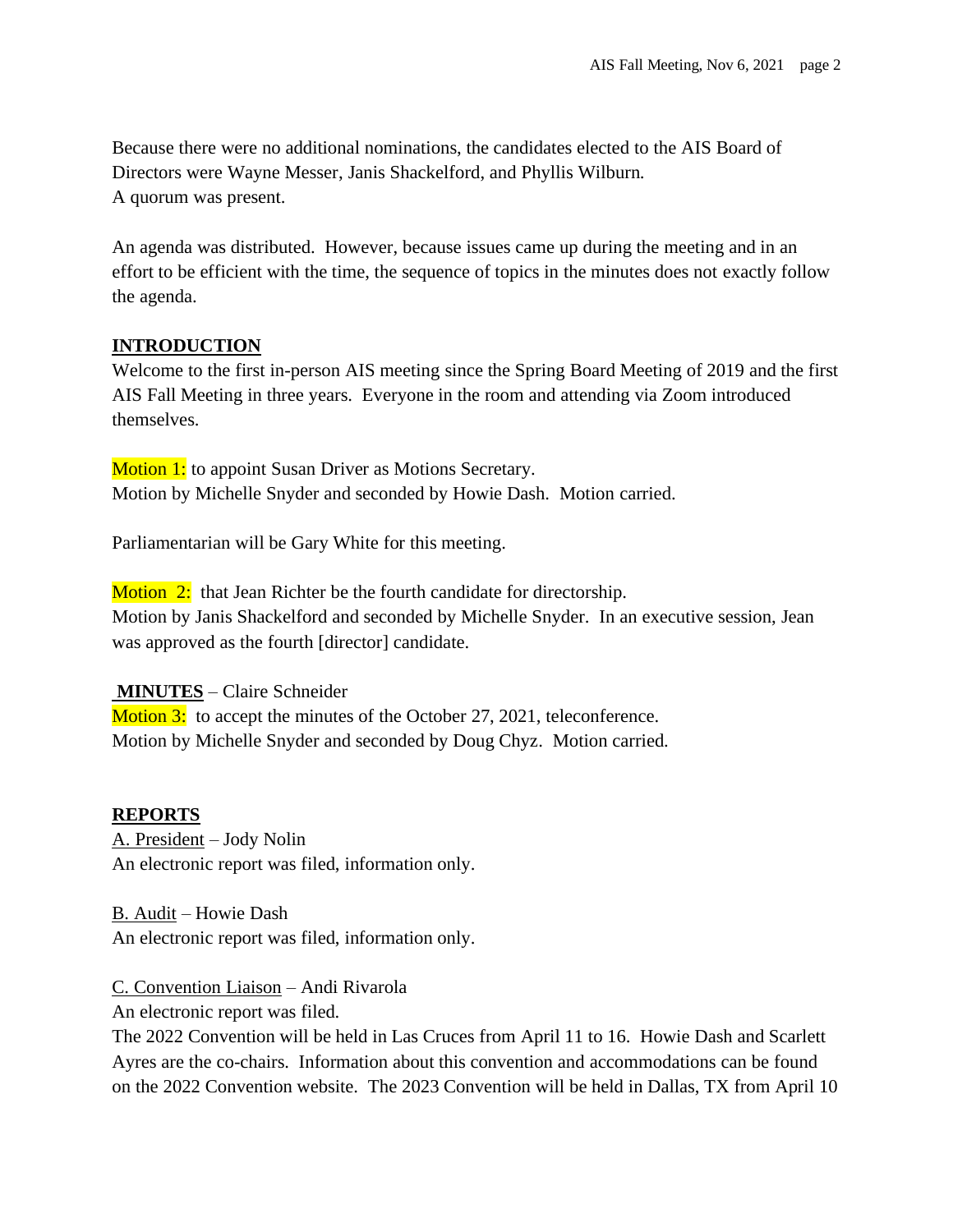Because there were no additional nominations, the candidates elected to the AIS Board of Directors were Wayne Messer, Janis Shackelford, and Phyllis Wilburn.
A quorum was present.

An agenda was distributed. However, because issues came up during the meeting and in an effort to be efficient with the time, the sequence of topics in the minutes does not exactly follow the agenda.

## INTRODUCTION

Welcome to the first in-person AIS meeting since the Spring Board Meeting of 2019 and the first AIS Fall Meeting in three years. Everyone in the room and attending via Zoom introduced themselves.

Motion 1: to appoint Susan Driver as Motions Secretary.
Motion by Michelle Snyder and seconded by Howie Dash. Motion carried.

Parliamentarian will be Gary White for this meeting.

Motion 2: that Jean Richter be the fourth candidate for directorship.
Motion by Janis Shackelford and seconded by Michelle Snyder. In an executive session, Jean was approved as the fourth [director] candidate.

## MINUTES – Claire Schneider

Motion 3: to accept the minutes of the October 27, 2021, teleconference.
Motion by Michelle Snyder and seconded by Doug Chyz. Motion carried.

## REPORTS

A. President – Jody Nolin
An electronic report was filed, information only.

B. Audit – Howie Dash
An electronic report was filed, information only.

C. Convention Liaison – Andi Rivarola
An electronic report was filed.
The 2022 Convention will be held in Las Cruces from April 11 to 16. Howie Dash and Scarlett Ayres are the co-chairs. Information about this convention and accommodations can be found on the 2022 Convention website. The 2023 Convention will be held in Dallas, TX from April 10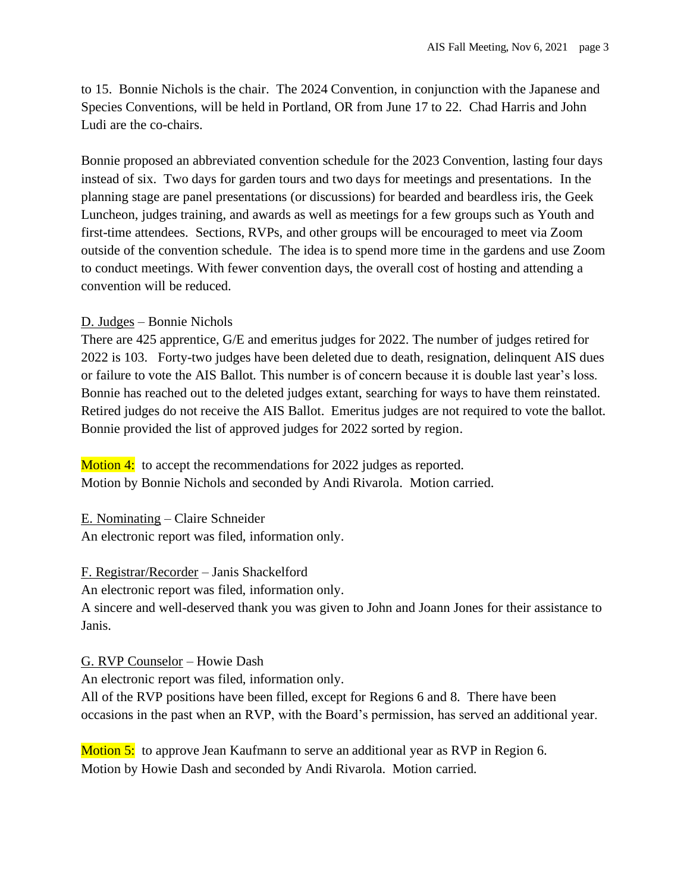to 15. Bonnie Nichols is the chair. The 2024 Convention, in conjunction with the Japanese and Species Conventions, will be held in Portland, OR from June 17 to 22. Chad Harris and John Ludi are the co-chairs.

Bonnie proposed an abbreviated convention schedule for the 2023 Convention, lasting four days instead of six. Two days for garden tours and two days for meetings and presentations. In the planning stage are panel presentations (or discussions) for bearded and beardless iris, the Geek Luncheon, judges training, and awards as well as meetings for a few groups such as Youth and first-time attendees. Sections, RVPs, and other groups will be encouraged to meet via Zoom outside of the convention schedule. The idea is to spend more time in the gardens and use Zoom to conduct meetings. With fewer convention days, the overall cost of hosting and attending a convention will be reduced.

<u>D. Judges</u> – Bonnie Nichols

There are 425 apprentice, G/E and emeritus judges for 2022. The number of judges retired for 2022 is 103. Forty-two judges have been deleted due to death, resignation, delinquent AIS dues or failure to vote the AIS Ballot. This number is of concern because it is double last year's loss. Bonnie has reached out to the deleted judges extant, searching for ways to have them reinstated. Retired judges do not receive the AIS Ballot. Emeritus judges are not required to vote the ballot. Bonnie provided the list of approved judges for 2022 sorted by region.

Motion 4: to accept the recommendations for 2022 judges as reported.
Motion by Bonnie Nichols and seconded by Andi Rivarola. Motion carried.

<u>E. Nominating</u> – Claire Schneider

An electronic report was filed, information only.

<u>F. Registrar/Recorder</u> – Janis Shackelford

An electronic report was filed, information only.

A sincere and well-deserved thank you was given to John and Joann Jones for their assistance to Janis.

<u>G. RVP Counselor</u> – Howie Dash

An electronic report was filed, information only.

All of the RVP positions have been filled, except for Regions 6 and 8. There have been occasions in the past when an RVP, with the Board's permission, has served an additional year.

Motion 5: to approve Jean Kaufmann to serve an additional year as RVP in Region 6.
Motion by Howie Dash and seconded by Andi Rivarola. Motion carried.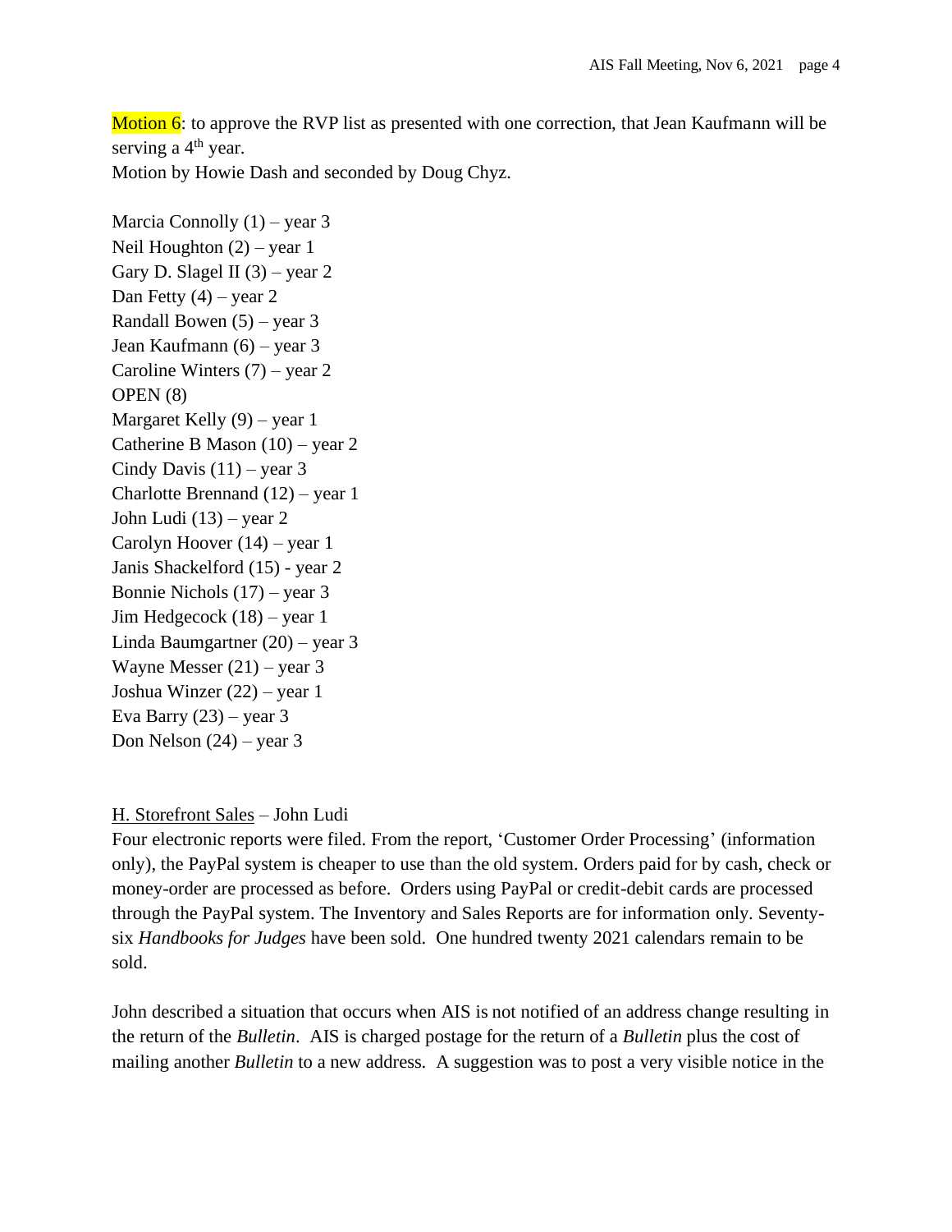Motion 6: to approve the RVP list as presented with one correction, that Jean Kaufmann will be serving a 4th year.
Motion by Howie Dash and seconded by Doug Chyz.

Marcia Connolly (1) – year 3
Neil Houghton (2) – year 1
Gary D. Slagel II (3) – year 2
Dan Fetty (4) – year 2
Randall Bowen (5) – year 3
Jean Kaufmann (6) – year 3
Caroline Winters (7) – year 2
OPEN (8)
Margaret Kelly (9) – year 1
Catherine B Mason (10) – year 2
Cindy Davis (11) – year 3
Charlotte Brennand (12) – year 1
John Ludi (13) – year 2
Carolyn Hoover (14) – year 1
Janis Shackelford (15) - year 2
Bonnie Nichols (17) – year 3
Jim Hedgecock (18) – year 1
Linda Baumgartner (20) – year 3
Wayne Messer (21) – year 3
Joshua Winzer (22) – year 1
Eva Barry (23) – year 3
Don Nelson (24) – year 3

H. Storefront Sales – John Ludi

Four electronic reports were filed. From the report, 'Customer Order Processing' (information only), the PayPal system is cheaper to use than the old system. Orders paid for by cash, check or money-order are processed as before. Orders using PayPal or credit-debit cards are processed through the PayPal system. The Inventory and Sales Reports are for information only. Seventy-six *Handbooks for Judges* have been sold. One hundred twenty 2021 calendars remain to be sold.

John described a situation that occurs when AIS is not notified of an address change resulting in the return of the *Bulletin*. AIS is charged postage for the return of a *Bulletin* plus the cost of mailing another *Bulletin* to a new address. A suggestion was to post a very visible notice in the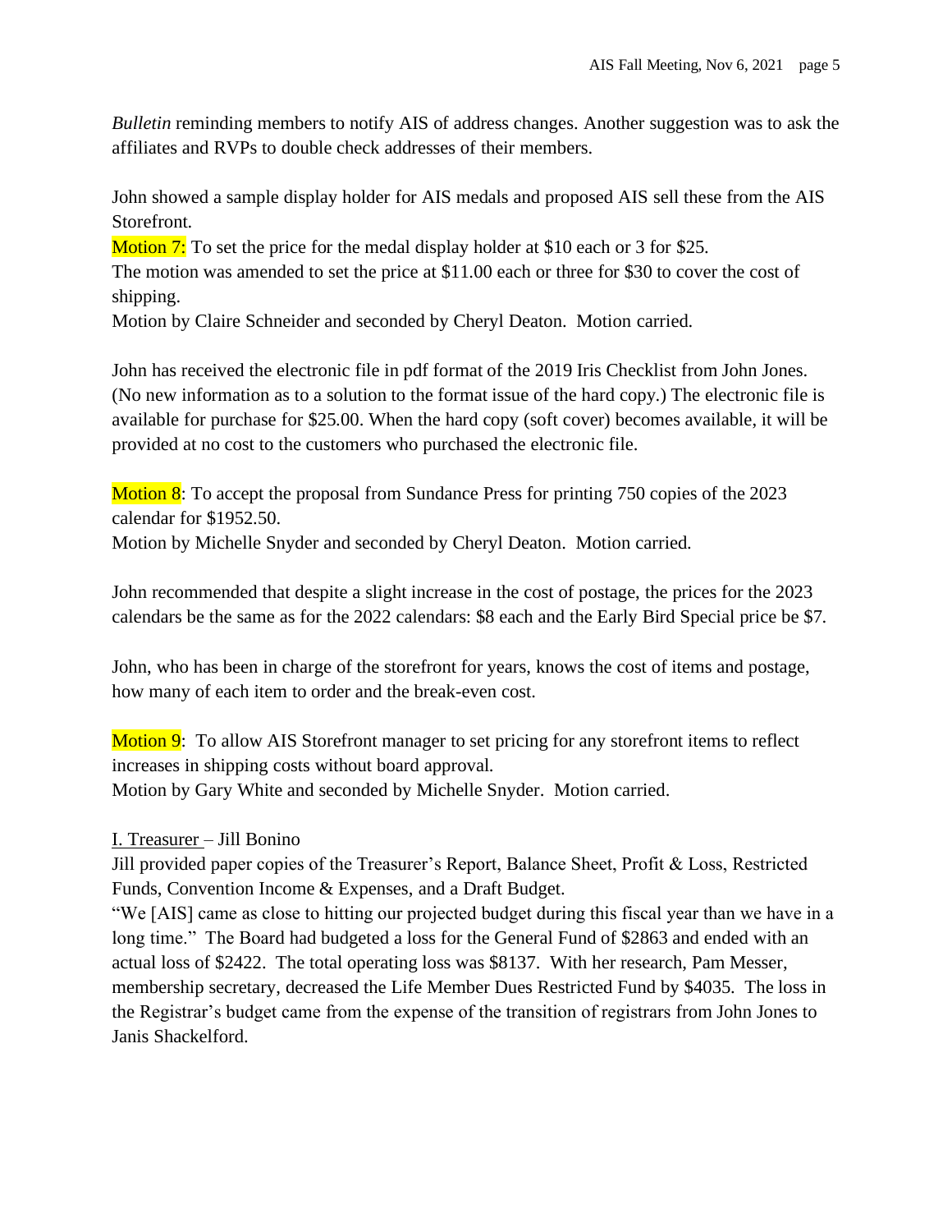*Bulletin* reminding members to notify AIS of address changes. Another suggestion was to ask the affiliates and RVPs to double check addresses of their members.

John showed a sample display holder for AIS medals and proposed AIS sell these from the AIS Storefront.

Motion 7: To set the price for the medal display holder at $10 each or 3 for $25.
The motion was amended to set the price at $11.00 each or three for $30 to cover the cost of shipping.
Motion by Claire Schneider and seconded by Cheryl Deaton. Motion carried.

John has received the electronic file in pdf format of the 2019 Iris Checklist from John Jones. (No new information as to a solution to the format issue of the hard copy.) The electronic file is available for purchase for $25.00. When the hard copy (soft cover) becomes available, it will be provided at no cost to the customers who purchased the electronic file.

Motion 8: To accept the proposal from Sundance Press for printing 750 copies of the 2023 calendar for $1952.50.
Motion by Michelle Snyder and seconded by Cheryl Deaton. Motion carried.

John recommended that despite a slight increase in the cost of postage, the prices for the 2023 calendars be the same as for the 2022 calendars: $8 each and the Early Bird Special price be $7.

John, who has been in charge of the storefront for years, knows the cost of items and postage, how many of each item to order and the break-even cost.

Motion 9: To allow AIS Storefront manager to set pricing for any storefront items to reflect increases in shipping costs without board approval.
Motion by Gary White and seconded by Michelle Snyder. Motion carried.

I. Treasurer – Jill Bonino

Jill provided paper copies of the Treasurer's Report, Balance Sheet, Profit & Loss, Restricted Funds, Convention Income & Expenses, and a Draft Budget.

"We [AIS] came as close to hitting our projected budget during this fiscal year than we have in a long time." The Board had budgeted a loss for the General Fund of $2863 and ended with an actual loss of $2422. The total operating loss was $8137. With her research, Pam Messer, membership secretary, decreased the Life Member Dues Restricted Fund by $4035. The loss in the Registrar's budget came from the expense of the transition of registrars from John Jones to Janis Shackelford.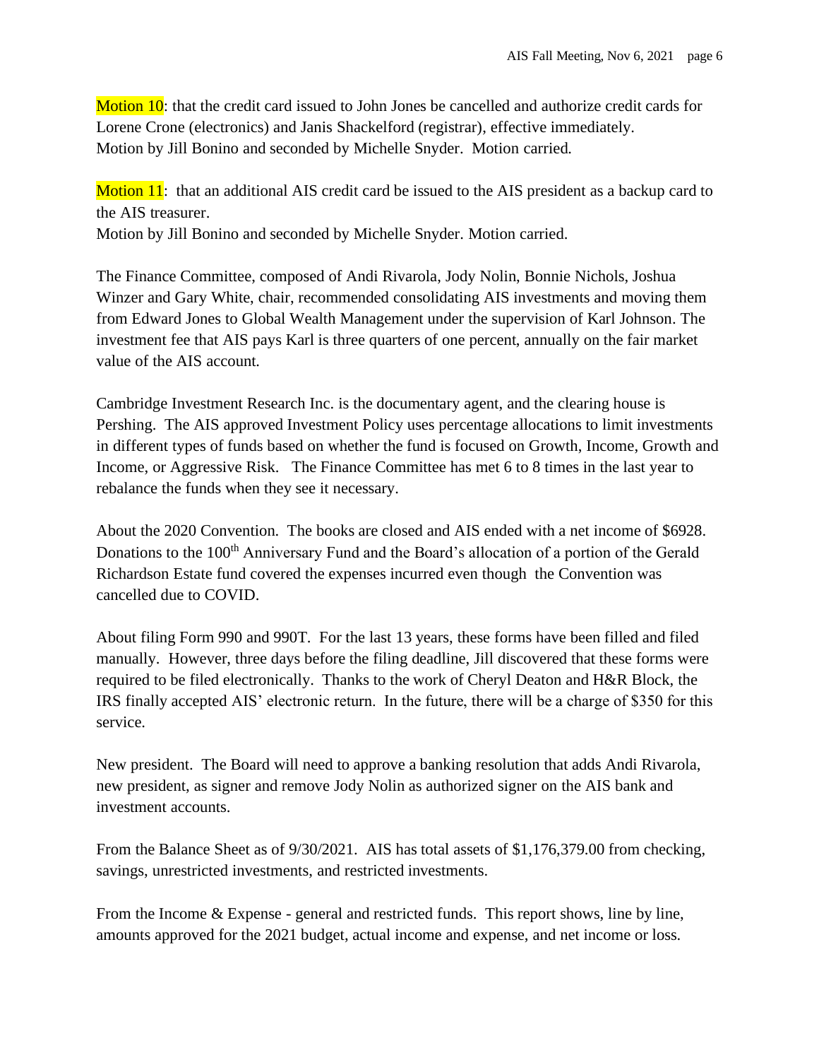Motion 10: that the credit card issued to John Jones be cancelled and authorize credit cards for Lorene Crone (electronics) and Janis Shackelford (registrar), effective immediately.
Motion by Jill Bonino and seconded by Michelle Snyder. Motion carried.

Motion 11: that an additional AIS credit card be issued to the AIS president as a backup card to the AIS treasurer.
Motion by Jill Bonino and seconded by Michelle Snyder. Motion carried.

The Finance Committee, composed of Andi Rivarola, Jody Nolin, Bonnie Nichols, Joshua Winzer and Gary White, chair, recommended consolidating AIS investments and moving them from Edward Jones to Global Wealth Management under the supervision of Karl Johnson. The investment fee that AIS pays Karl is three quarters of one percent, annually on the fair market value of the AIS account.

Cambridge Investment Research Inc. is the documentary agent, and the clearing house is Pershing. The AIS approved Investment Policy uses percentage allocations to limit investments in different types of funds based on whether the fund is focused on Growth, Income, Growth and Income, or Aggressive Risk. The Finance Committee has met 6 to 8 times in the last year to rebalance the funds when they see it necessary.

About the 2020 Convention. The books are closed and AIS ended with a net income of $6928. Donations to the 100th Anniversary Fund and the Board's allocation of a portion of the Gerald Richardson Estate fund covered the expenses incurred even though the Convention was cancelled due to COVID.

About filing Form 990 and 990T. For the last 13 years, these forms have been filled and filed manually. However, three days before the filing deadline, Jill discovered that these forms were required to be filed electronically. Thanks to the work of Cheryl Deaton and H&R Block, the IRS finally accepted AIS' electronic return. In the future, there will be a charge of $350 for this service.

New president. The Board will need to approve a banking resolution that adds Andi Rivarola, new president, as signer and remove Jody Nolin as authorized signer on the AIS bank and investment accounts.

From the Balance Sheet as of 9/30/2021. AIS has total assets of $1,176,379.00 from checking, savings, unrestricted investments, and restricted investments.

From the Income & Expense - general and restricted funds. This report shows, line by line, amounts approved for the 2021 budget, actual income and expense, and net income or loss.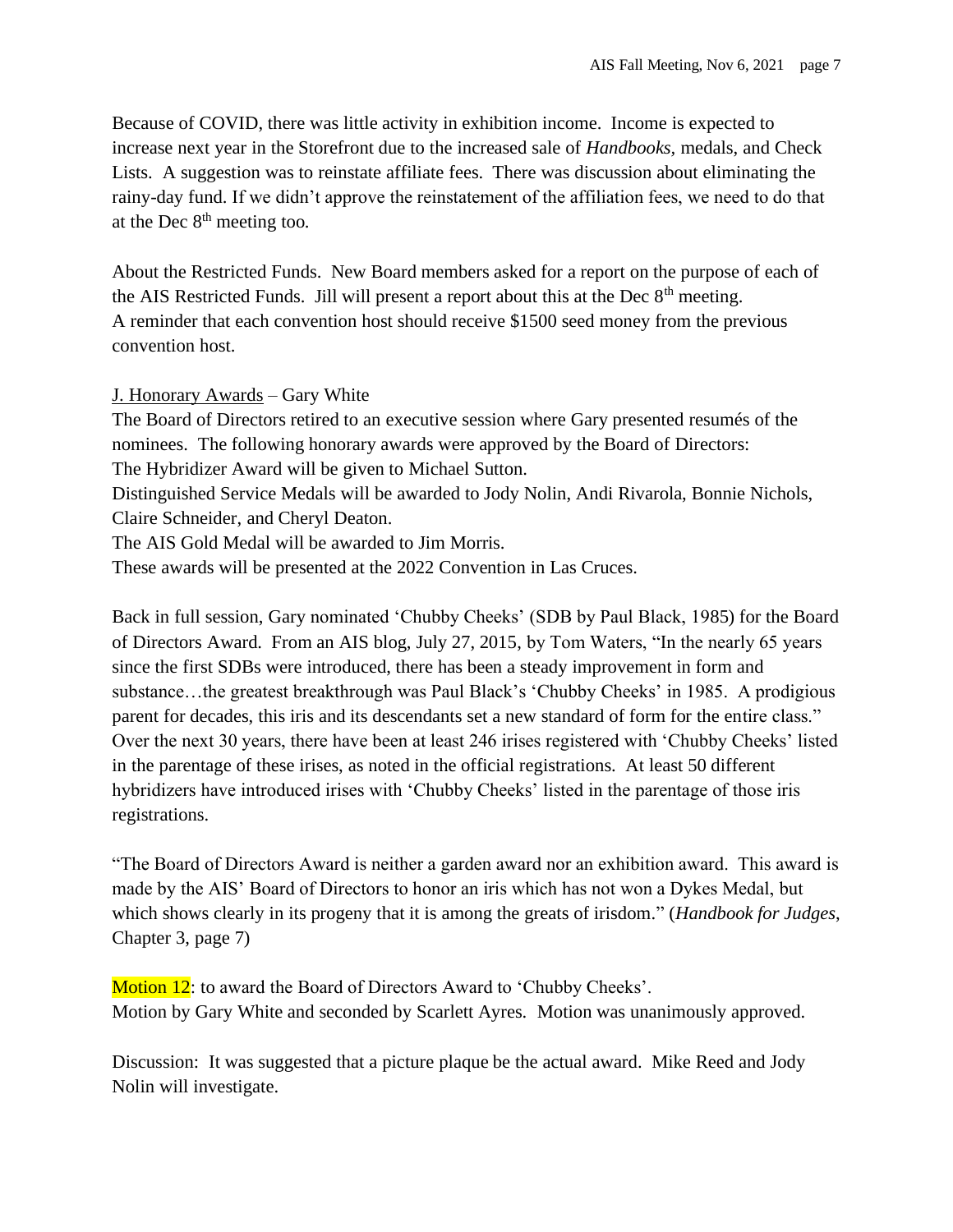Because of COVID, there was little activity in exhibition income. Income is expected to increase next year in the Storefront due to the increased sale of *Handbooks,* medals, and Check Lists. A suggestion was to reinstate affiliate fees. There was discussion about eliminating the rainy-day fund. If we didn't approve the reinstatement of the affiliation fees, we need to do that at the Dec 8th meeting too.

About the Restricted Funds. New Board members asked for a report on the purpose of each of the AIS Restricted Funds. Jill will present a report about this at the Dec 8th meeting.
A reminder that each convention host should receive $1500 seed money from the previous convention host.

<u>J. Honorary Awards</u> – Gary White

The Board of Directors retired to an executive session where Gary presented resumés of the nominees. The following honorary awards were approved by the Board of Directors:
The Hybridizer Award will be given to Michael Sutton.
Distinguished Service Medals will be awarded to Jody Nolin, Andi Rivarola, Bonnie Nichols, Claire Schneider, and Cheryl Deaton.
The AIS Gold Medal will be awarded to Jim Morris.
These awards will be presented at the 2022 Convention in Las Cruces.

Back in full session, Gary nominated 'Chubby Cheeks' (SDB by Paul Black, 1985) for the Board of Directors Award. From an AIS blog, July 27, 2015, by Tom Waters, "In the nearly 65 years since the first SDBs were introduced, there has been a steady improvement in form and substance…the greatest breakthrough was Paul Black's 'Chubby Cheeks' in 1985. A prodigious parent for decades, this iris and its descendants set a new standard of form for the entire class." Over the next 30 years, there have been at least 246 irises registered with 'Chubby Cheeks' listed in the parentage of these irises, as noted in the official registrations. At least 50 different hybridizers have introduced irises with 'Chubby Cheeks' listed in the parentage of those iris registrations.

"The Board of Directors Award is neither a garden award nor an exhibition award. This award is made by the AIS' Board of Directors to honor an iris which has not won a Dykes Medal, but which shows clearly in its progeny that it is among the greats of irisdom." (*Handbook for Judges*, Chapter 3, page 7)

Motion 12: to award the Board of Directors Award to 'Chubby Cheeks'.
Motion by Gary White and seconded by Scarlett Ayres. Motion was unanimously approved.

Discussion: It was suggested that a picture plaque be the actual award. Mike Reed and Jody Nolin will investigate.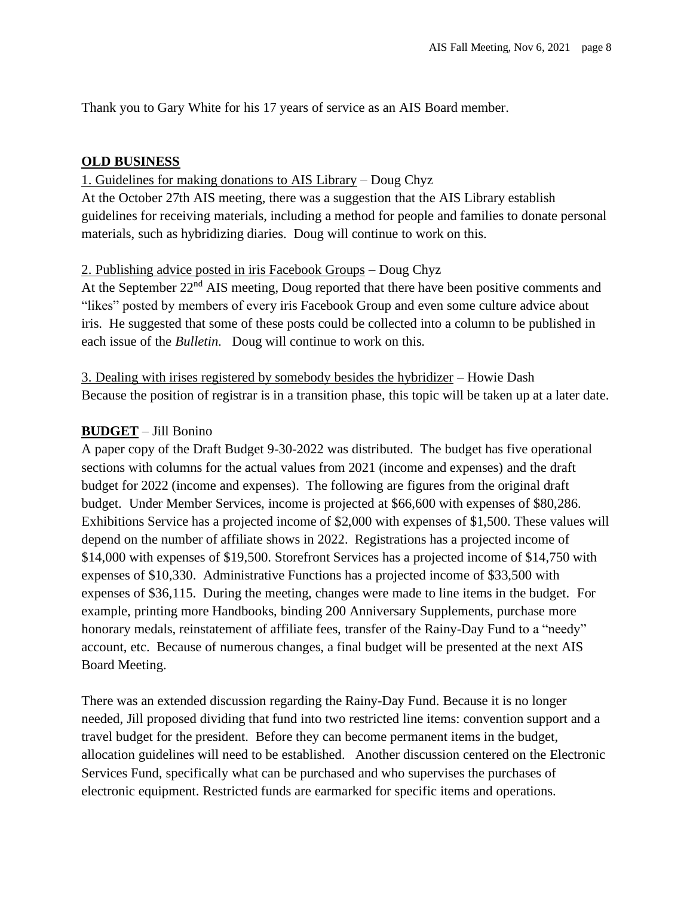Thank you to Gary White for his 17 years of service as an AIS Board member.

## OLD BUSINESS

1. Guidelines for making donations to AIS Library – Doug Chyz

At the October 27th AIS meeting, there was a suggestion that the AIS Library establish guidelines for receiving materials, including a method for people and families to donate personal materials, such as hybridizing diaries. Doug will continue to work on this.

2. Publishing advice posted in iris Facebook Groups – Doug Chyz

At the September 22nd AIS meeting, Doug reported that there have been positive comments and "likes" posted by members of every iris Facebook Group and even some culture advice about iris. He suggested that some of these posts could be collected into a column to be published in each issue of the *Bulletin*. Doug will continue to work on this.

3. Dealing with irises registered by somebody besides the hybridizer – Howie Dash

Because the position of registrar is in a transition phase, this topic will be taken up at a later date.

## BUDGET – Jill Bonino

A paper copy of the Draft Budget 9-30-2022 was distributed. The budget has five operational sections with columns for the actual values from 2021 (income and expenses) and the draft budget for 2022 (income and expenses). The following are figures from the original draft budget. Under Member Services, income is projected at $66,600 with expenses of $80,286. Exhibitions Service has a projected income of $2,000 with expenses of $1,500. These values will depend on the number of affiliate shows in 2022. Registrations has a projected income of $14,000 with expenses of $19,500. Storefront Services has a projected income of $14,750 with expenses of $10,330. Administrative Functions has a projected income of $33,500 with expenses of $36,115. During the meeting, changes were made to line items in the budget. For example, printing more Handbooks, binding 200 Anniversary Supplements, purchase more honorary medals, reinstatement of affiliate fees, transfer of the Rainy-Day Fund to a "needy" account, etc. Because of numerous changes, a final budget will be presented at the next AIS Board Meeting.

There was an extended discussion regarding the Rainy-Day Fund. Because it is no longer needed, Jill proposed dividing that fund into two restricted line items: convention support and a travel budget for the president. Before they can become permanent items in the budget, allocation guidelines will need to be established. Another discussion centered on the Electronic Services Fund, specifically what can be purchased and who supervises the purchases of electronic equipment. Restricted funds are earmarked for specific items and operations.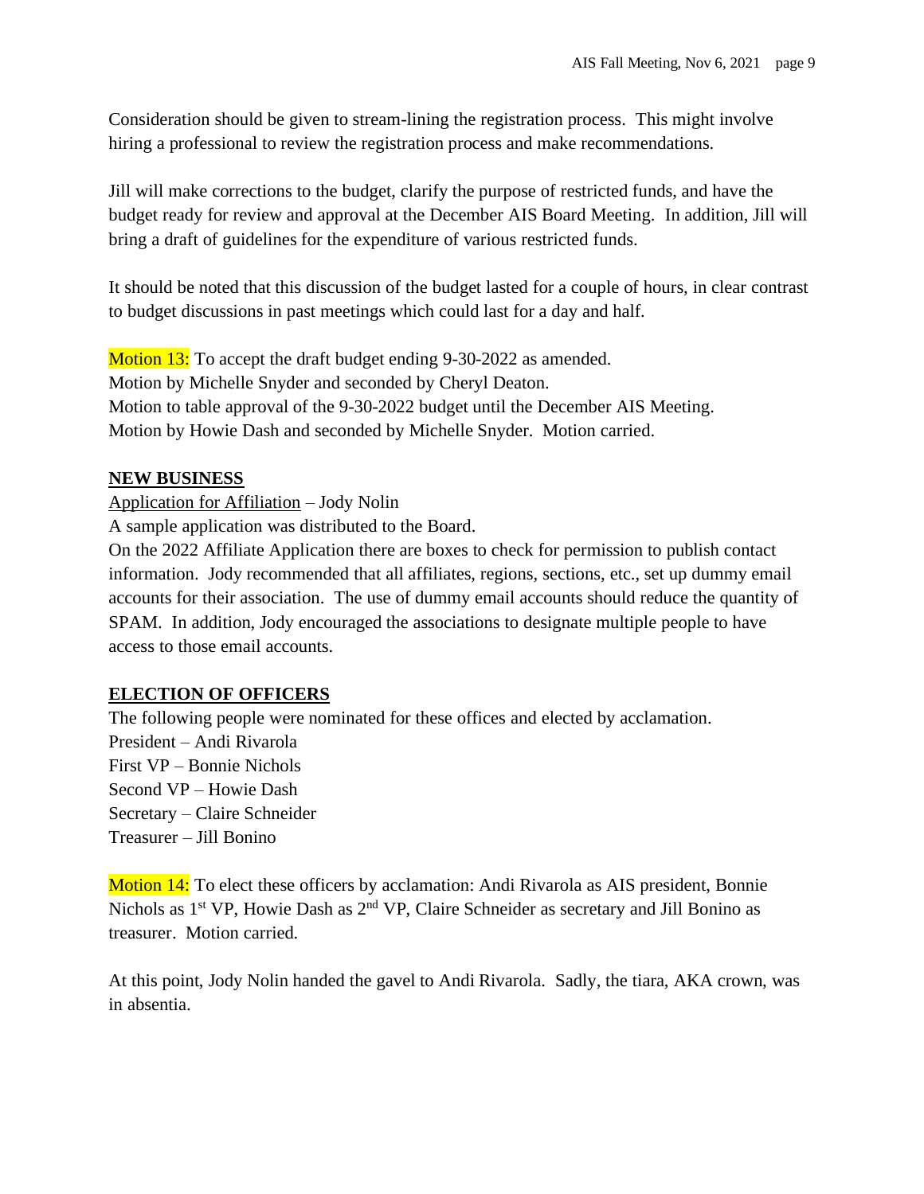Consideration should be given to stream-lining the registration process. This might involve hiring a professional to review the registration process and make recommendations.

Jill will make corrections to the budget, clarify the purpose of restricted funds, and have the budget ready for review and approval at the December AIS Board Meeting. In addition, Jill will bring a draft of guidelines for the expenditure of various restricted funds.

It should be noted that this discussion of the budget lasted for a couple of hours, in clear contrast to budget discussions in past meetings which could last for a day and half.

Motion 13: To accept the draft budget ending 9-30-2022 as amended.
Motion by Michelle Snyder and seconded by Cheryl Deaton.
Motion to table approval of the 9-30-2022 budget until the December AIS Meeting.
Motion by Howie Dash and seconded by Michelle Snyder. Motion carried.

## NEW BUSINESS

Application for Affiliation – Jody Nolin
A sample application was distributed to the Board.
On the 2022 Affiliate Application there are boxes to check for permission to publish contact information. Jody recommended that all affiliates, regions, sections, etc., set up dummy email accounts for their association. The use of dummy email accounts should reduce the quantity of SPAM. In addition, Jody encouraged the associations to designate multiple people to have access to those email accounts.

## ELECTION OF OFFICERS

The following people were nominated for these offices and elected by acclamation.
President – Andi Rivarola
First VP – Bonnie Nichols
Second VP – Howie Dash
Secretary – Claire Schneider
Treasurer – Jill Bonino

Motion 14: To elect these officers by acclamation: Andi Rivarola as AIS president, Bonnie Nichols as 1st VP, Howie Dash as 2nd VP, Claire Schneider as secretary and Jill Bonino as treasurer. Motion carried.

At this point, Jody Nolin handed the gavel to Andi Rivarola. Sadly, the tiara, AKA crown, was in absentia.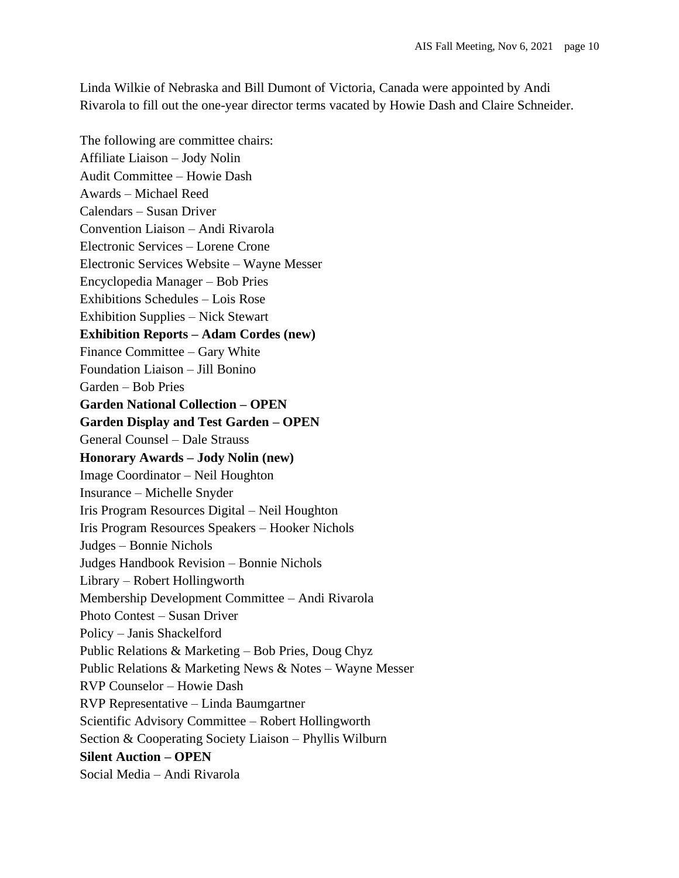Linda Wilkie of Nebraska and Bill Dumont of Victoria, Canada were appointed by Andi Rivarola to fill out the one-year director terms vacated by Howie Dash and Claire Schneider.

The following are committee chairs:
Affiliate Liaison – Jody Nolin
Audit Committee – Howie Dash
Awards – Michael Reed
Calendars – Susan Driver
Convention Liaison – Andi Rivarola
Electronic Services – Lorene Crone
Electronic Services Website – Wayne Messer
Encyclopedia Manager – Bob Pries
Exhibitions Schedules – Lois Rose
Exhibition Supplies – Nick Stewart
**Exhibition Reports – Adam Cordes (new)**
Finance Committee – Gary White
Foundation Liaison – Jill Bonino
Garden – Bob Pries
**Garden National Collection – OPEN**
**Garden Display and Test Garden – OPEN**
General Counsel – Dale Strauss
**Honorary Awards – Jody Nolin (new)**
Image Coordinator – Neil Houghton
Insurance – Michelle Snyder
Iris Program Resources Digital – Neil Houghton
Iris Program Resources Speakers – Hooker Nichols
Judges – Bonnie Nichols
Judges Handbook Revision – Bonnie Nichols
Library – Robert Hollingworth
Membership Development Committee – Andi Rivarola
Photo Contest – Susan Driver
Policy – Janis Shackelford
Public Relations & Marketing – Bob Pries, Doug Chyz
Public Relations & Marketing News & Notes – Wayne Messer
RVP Counselor – Howie Dash
RVP Representative – Linda Baumgartner
Scientific Advisory Committee – Robert Hollingworth
Section & Cooperating Society Liaison – Phyllis Wilburn
**Silent Auction – OPEN**
Social Media – Andi Rivarola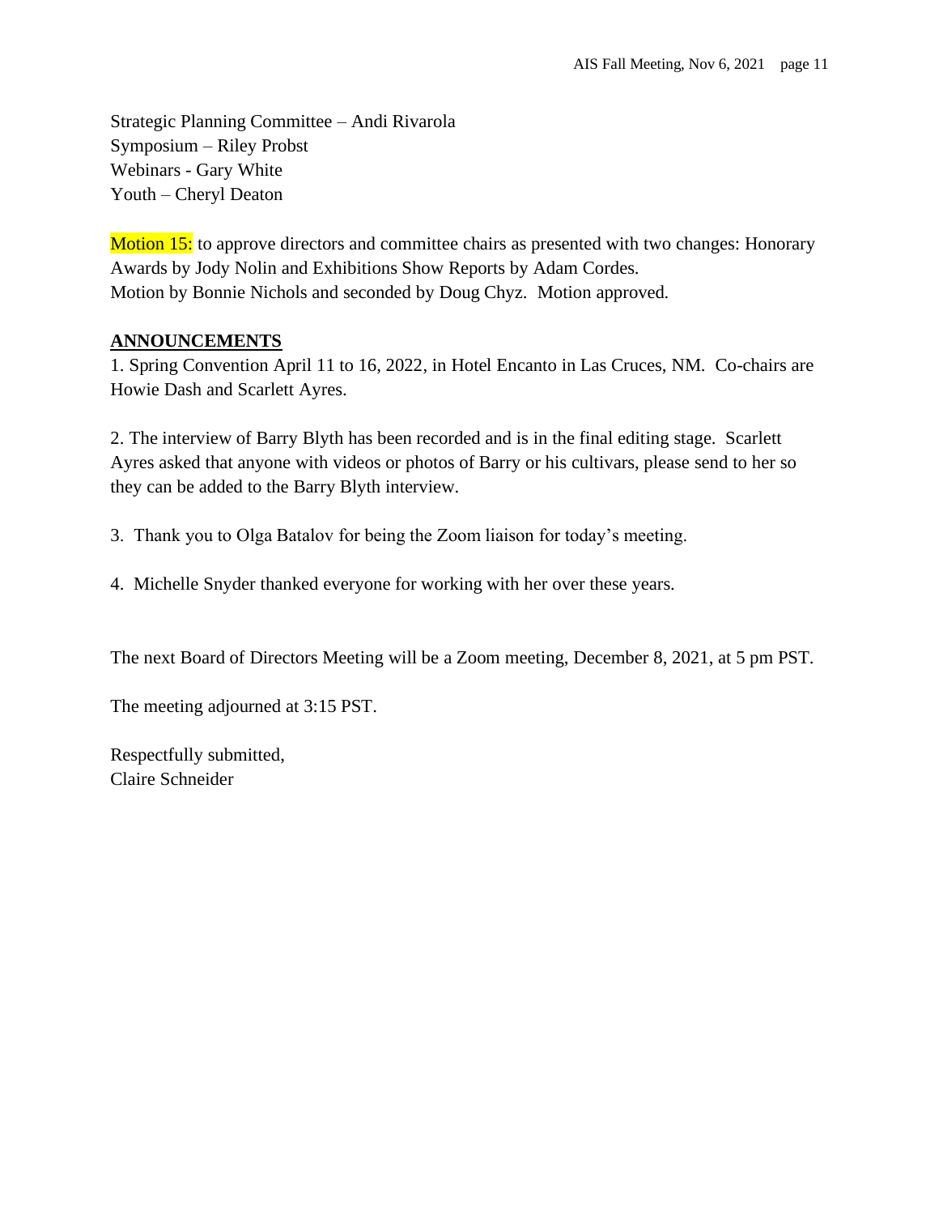Strategic Planning Committee – Andi Rivarola
Symposium – Riley Probst
Webinars - Gary White
Youth – Cheryl Deaton

Motion 15: to approve directors and committee chairs as presented with two changes: Honorary Awards by Jody Nolin and Exhibitions Show Reports by Adam Cordes.
Motion by Bonnie Nichols and seconded by Doug Chyz. Motion approved.

**ANNOUNCEMENTS**

1. Spring Convention April 11 to 16, 2022, in Hotel Encanto in Las Cruces, NM. Co-chairs are Howie Dash and Scarlett Ayres.

2. The interview of Barry Blyth has been recorded and is in the final editing stage. Scarlett Ayres asked that anyone with videos or photos of Barry or his cultivars, please send to her so they can be added to the Barry Blyth interview.

3. Thank you to Olga Batalov for being the Zoom liaison for today's meeting.

4. Michelle Snyder thanked everyone for working with her over these years.

The next Board of Directors Meeting will be a Zoom meeting, December 8, 2021, at 5 pm PST.

The meeting adjourned at 3:15 PST.

Respectfully submitted,
Claire Schneider